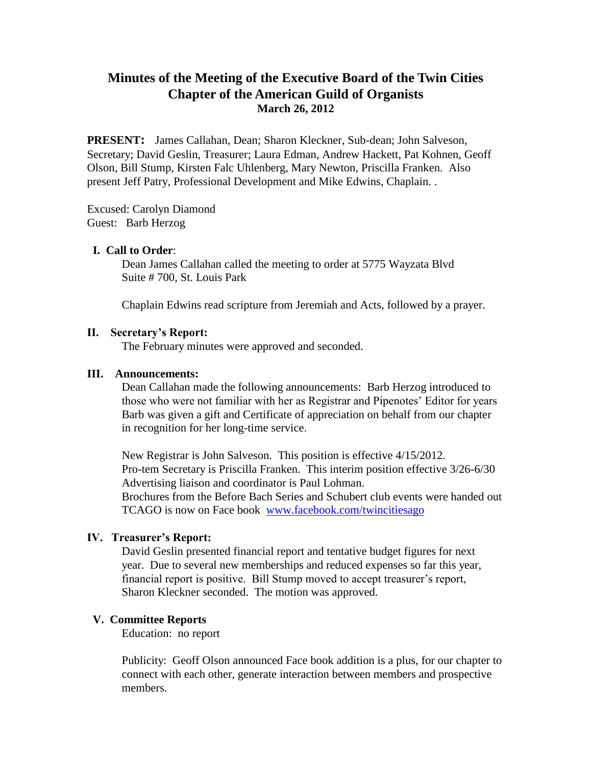# Minutes of the Meeting of the Executive Board of the Twin Cities Chapter of the American Guild of Organists

**March 26, 2012**

**PRESENT:** James Callahan, Dean; Sharon Kleckner, Sub-dean; John Salveson, Secretary; David Geslin, Treasurer; Laura Edman, Andrew Hackett, Pat Kohnen, Geoff Olson, Bill Stump, Kirsten Falc Uhlenberg, Mary Newton, Priscilla Franken. Also present Jeff Patry, Professional Development and Mike Edwins, Chaplain. .

Excused: Carolyn Diamond
Guest: Barb Herzog

## I. Call to Order:

Dean James Callahan called the meeting to order at 5775 Wayzata Blvd Suite # 700, St. Louis Park

Chaplain Edwins read scripture from Jeremiah and Acts, followed by a prayer.

## II. Secretary's Report:

The February minutes were approved and seconded.

## III. Announcements:

Dean Callahan made the following announcements: Barb Herzog introduced to those who were not familiar with her as Registrar and Pipenotes' Editor for years Barb was given a gift and Certificate of appreciation on behalf from our chapter in recognition for her long-time service.

New Registrar is John Salveson. This position is effective 4/15/2012.
Pro-tem Secretary is Priscilla Franken. This interim position effective 3/26-6/30
Advertising liaison and coordinator is Paul Lohman.
Brochures from the Before Bach Series and Schubert club events were handed out
TCAGO is now on Face book [www.facebook.com/twincitiesago](www.facebook.com/twincitiesago)

## IV. Treasurer's Report:

David Geslin presented financial report and tentative budget figures for next year. Due to several new memberships and reduced expenses so far this year, financial report is positive. Bill Stump moved to accept treasurer's report, Sharon Kleckner seconded. The motion was approved.

## V. Committee Reports

Education: no report

Publicity: Geoff Olson announced Face book addition is a plus, for our chapter to connect with each other, generate interaction between members and prospective members.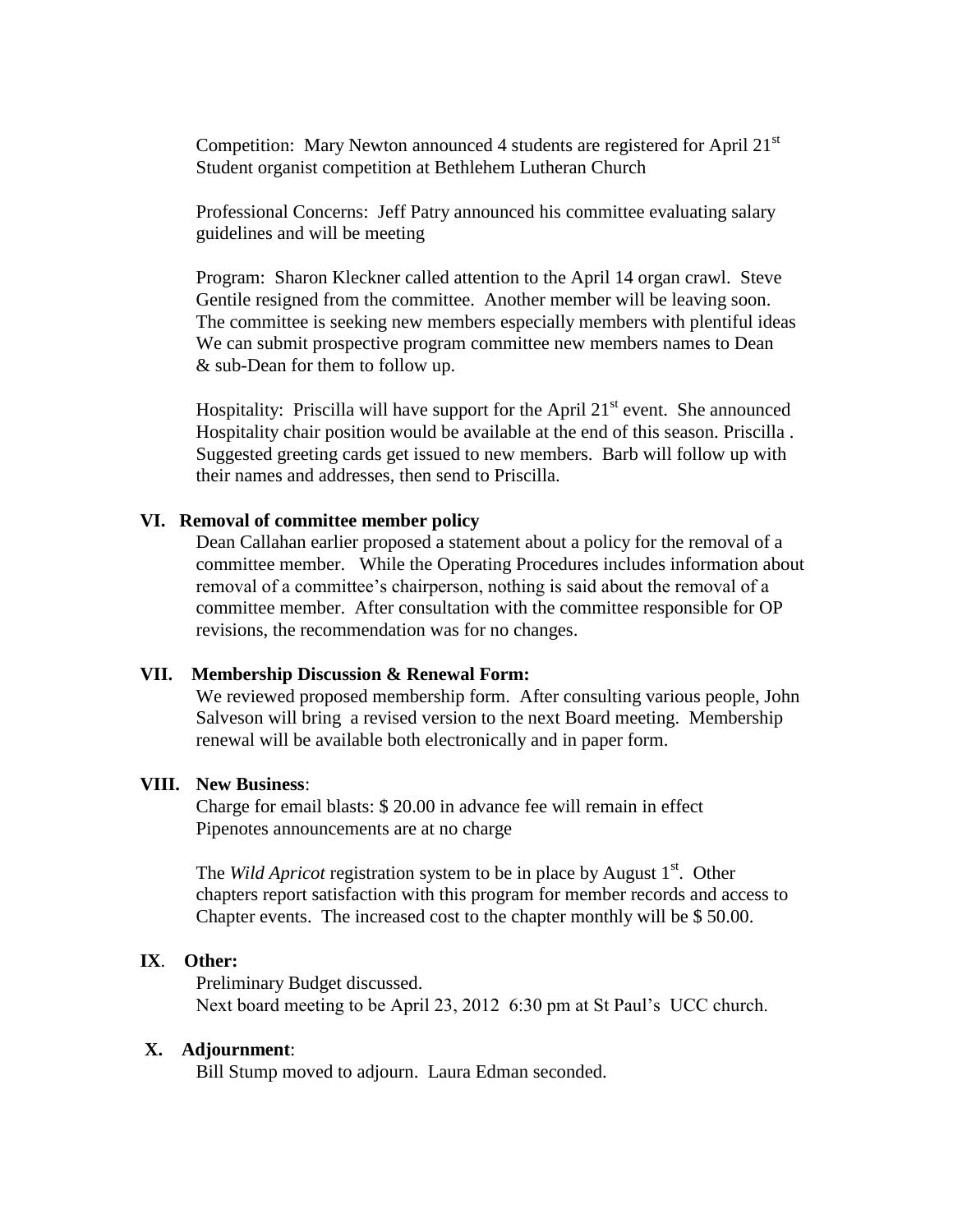Competition: Mary Newton announced 4 students are registered for April 21st Student organist competition at Bethlehem Lutheran Church

Professional Concerns: Jeff Patry announced his committee evaluating salary guidelines and will be meeting

Program: Sharon Kleckner called attention to the April 14 organ crawl. Steve Gentile resigned from the committee. Another member will be leaving soon. The committee is seeking new members especially members with plentiful ideas We can submit prospective program committee new members names to Dean & sub-Dean for them to follow up.

Hospitality: Priscilla will have support for the April 21st event. She announced Hospitality chair position would be available at the end of this season. Priscilla . Suggested greeting cards get issued to new members. Barb will follow up with their names and addresses, then send to Priscilla.

**VI. Removal of committee member policy**

Dean Callahan earlier proposed a statement about a policy for the removal of a committee member. While the Operating Procedures includes information about removal of a committee's chairperson, nothing is said about the removal of a committee member. After consultation with the committee responsible for OP revisions, the recommendation was for no changes.

**VII. Membership Discussion & Renewal Form:**

We reviewed proposed membership form. After consulting various people, John Salveson will bring a revised version to the next Board meeting. Membership renewal will be available both electronically and in paper form.

**VIII. New Business**:

Charge for email blasts: $ 20.00 in advance fee will remain in effect
Pipenotes announcements are at no charge

The *Wild Apricot* registration system to be in place by August 1st. Other chapters report satisfaction with this program for member records and access to Chapter events. The increased cost to the chapter monthly will be $ 50.00.

**IX. Other:**

Preliminary Budget discussed.
Next board meeting to be April 23, 2012 6:30 pm at St Paul's UCC church.

**X. Adjournment**:

Bill Stump moved to adjourn. Laura Edman seconded.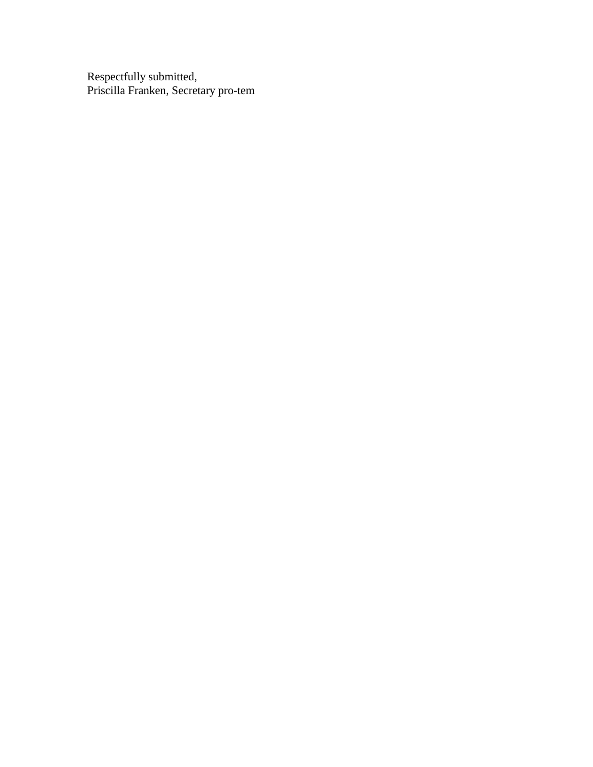Respectfully submitted,
Priscilla Franken, Secretary pro-tem